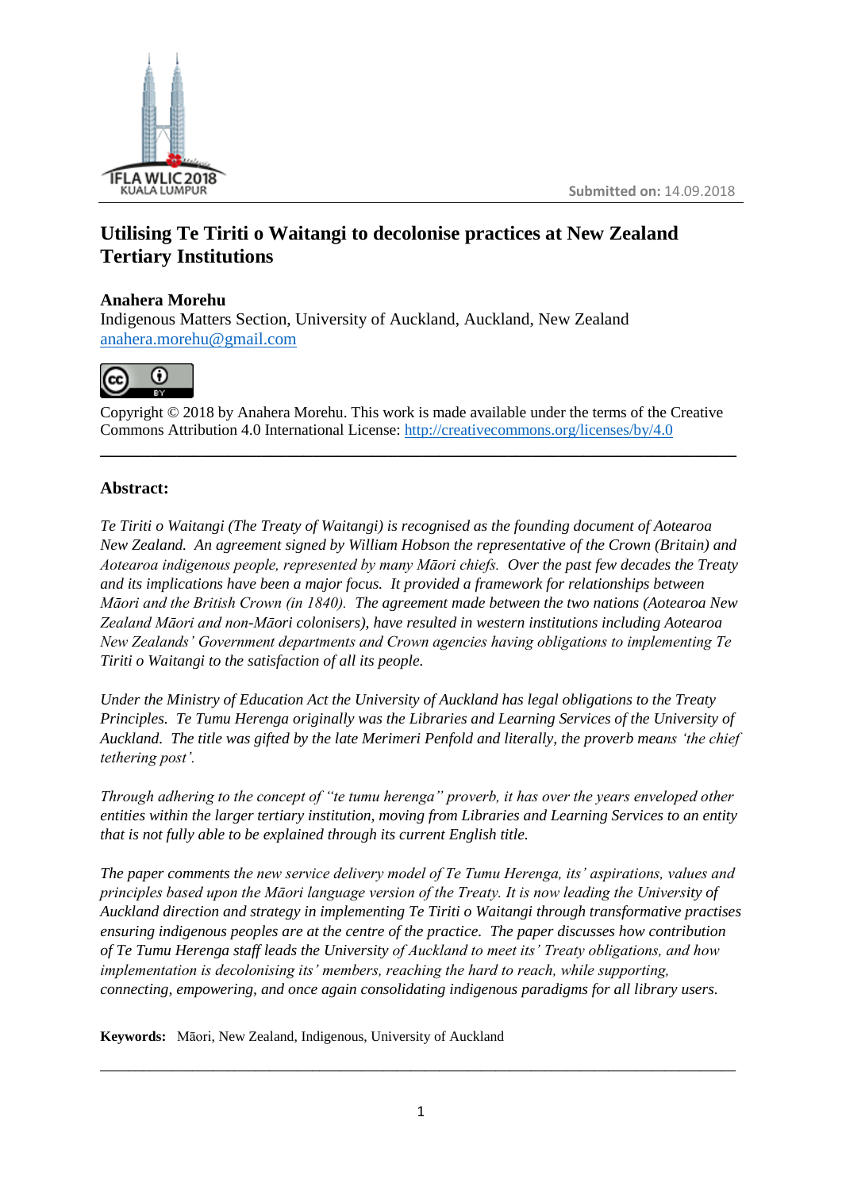Submitted on: 14.09.2018

# Utilising Te Tiriti o Waitangi to decolonise practices at New Zealand Tertiary Institutions

**Anahera Morehu**
Indigenous Matters Section, University of Auckland, Auckland, New Zealand
anahera.morehu@gmail.com

Copyright © 2018 by Anahera Morehu. This work is made available under the terms of the Creative Commons Attribution 4.0 International License: http://creativecommons.org/licenses/by/4.0

---

## Abstract:

*Te Tiriti o Waitangi (The Treaty of Waitangi) is recognised as the founding document of Aotearoa New Zealand. An agreement signed by William Hobson the representative of the Crown (Britain) and Aotearoa indigenous people, represented by many Māori chiefs. Over the past few decades the Treaty and its implications have been a major focus. It provided a framework for relationships between Māori and the British Crown (in 1840). The agreement made between the two nations (Aotearoa New Zealand Māori and non-Māori colonisers), have resulted in western institutions including Aotearoa New Zealands' Government departments and Crown agencies having obligations to implementing Te Tiriti o Waitangi to the satisfaction of all its people.*

*Under the Ministry of Education Act the University of Auckland has legal obligations to the Treaty Principles. Te Tumu Herenga originally was the Libraries and Learning Services of the University of Auckland. The title was gifted by the late Merimeri Penfold and literally, the proverb means 'the chief tethering post'.*

*Through adhering to the concept of "te tumu herenga" proverb, it has over the years enveloped other entities within the larger tertiary institution, moving from Libraries and Learning Services to an entity that is not fully able to be explained through its current English title.*

*The paper comments the new service delivery model of Te Tumu Herenga, its' aspirations, values and principles based upon the Māori language version of the Treaty. It is now leading the University of Auckland direction and strategy in implementing Te Tiriti o Waitangi through transformative practises ensuring indigenous peoples are at the centre of the practice. The paper discusses how contribution of Te Tumu Herenga staff leads the University of Auckland to meet its' Treaty obligations, and how implementation is decolonising its' members, reaching the hard to reach, while supporting, connecting, empowering, and once again consolidating indigenous paradigms for all library users.*

**Keywords:** Māori, New Zealand, Indigenous, University of Auckland

---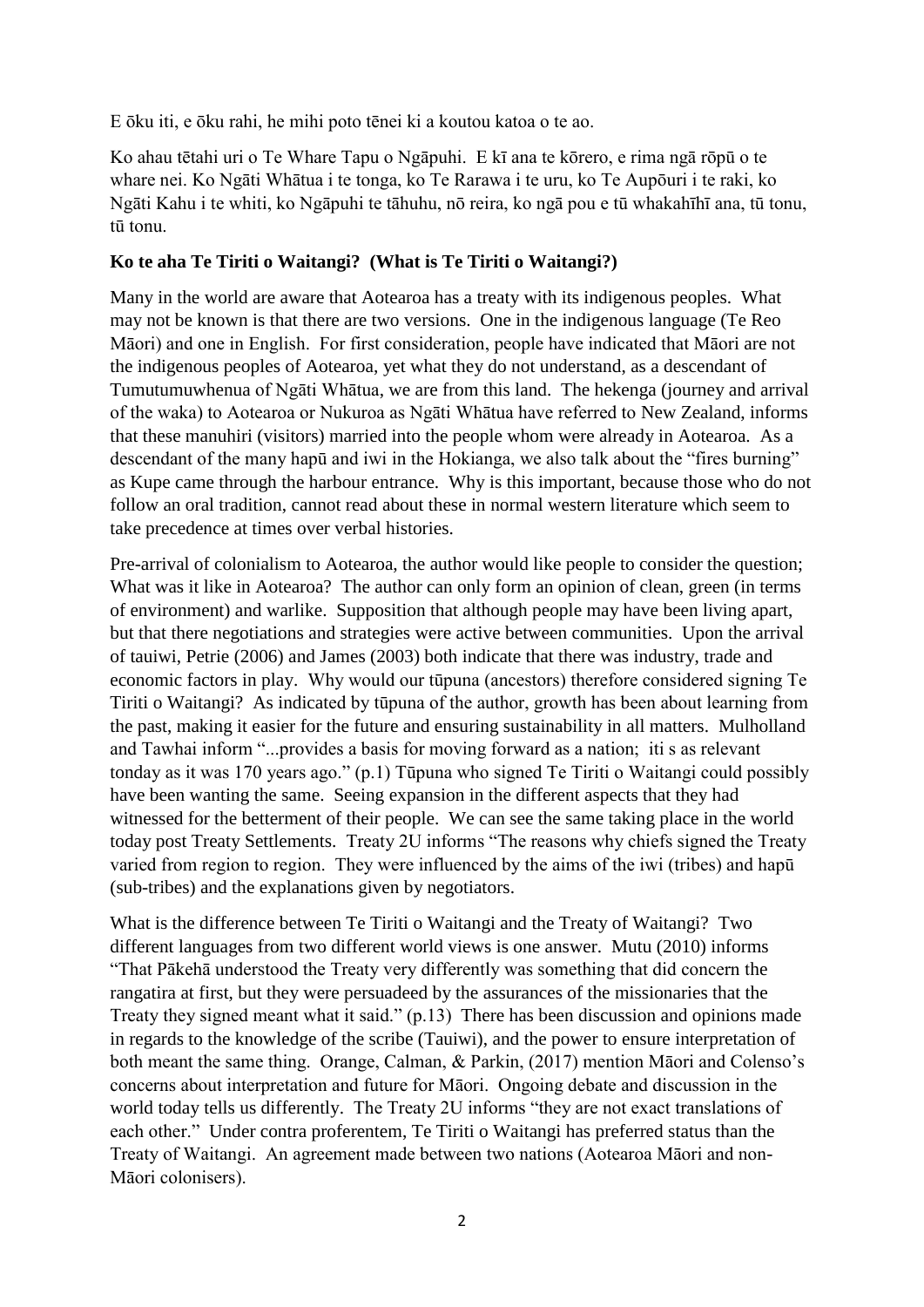E ōku iti, e ōku rahi, he mihi poto tēnei ki a koutou katoa o te ao.

Ko ahau tētahi uri o Te Whare Tapu o Ngāpuhi. E kī ana te kōrero, e rima ngā rōpū o te whare nei. Ko Ngāti Whātua i te tonga, ko Te Rarawa i te uru, ko Te Aupōuri i te raki, ko Ngāti Kahu i te whiti, ko Ngāpuhi te tāhuhu, nō reira, ko ngā pou e tū whakahīhī ana, tū tonu, tū tonu.

**Ko te aha Te Tiriti o Waitangi? (What is Te Tiriti o Waitangi?)**

Many in the world are aware that Aotearoa has a treaty with its indigenous peoples. What may not be known is that there are two versions. One in the indigenous language (Te Reo Māori) and one in English. For first consideration, people have indicated that Māori are not the indigenous peoples of Aotearoa, yet what they do not understand, as a descendant of Tumutumuwhenua of Ngāti Whātua, we are from this land. The hekenga (journey and arrival of the waka) to Aotearoa or Nukuroa as Ngāti Whātua have referred to New Zealand, informs that these manuhiri (visitors) married into the people whom were already in Aotearoa. As a descendant of the many hapū and iwi in the Hokianga, we also talk about the "fires burning" as Kupe came through the harbour entrance. Why is this important, because those who do not follow an oral tradition, cannot read about these in normal western literature which seem to take precedence at times over verbal histories.

Pre-arrival of colonialism to Aotearoa, the author would like people to consider the question; What was it like in Aotearoa? The author can only form an opinion of clean, green (in terms of environment) and warlike. Supposition that although people may have been living apart, but that there negotiations and strategies were active between communities. Upon the arrival of tauiwi, Petrie (2006) and James (2003) both indicate that there was industry, trade and economic factors in play. Why would our tūpuna (ancestors) therefore considered signing Te Tiriti o Waitangi? As indicated by tūpuna of the author, growth has been about learning from the past, making it easier for the future and ensuring sustainability in all matters. Mulholland and Tawhai inform "...provides a basis for moving forward as a nation; iti s as relevant tonday as it was 170 years ago." (p.1) Tūpuna who signed Te Tiriti o Waitangi could possibly have been wanting the same. Seeing expansion in the different aspects that they had witnessed for the betterment of their people. We can see the same taking place in the world today post Treaty Settlements. Treaty 2U informs "The reasons why chiefs signed the Treaty varied from region to region. They were influenced by the aims of the iwi (tribes) and hapū (sub-tribes) and the explanations given by negotiators.

What is the difference between Te Tiriti o Waitangi and the Treaty of Waitangi? Two different languages from two different world views is one answer. Mutu (2010) informs "That Pākehā understood the Treaty very differently was something that did concern the rangatira at first, but they were persuadeed by the assurances of the missionaries that the Treaty they signed meant what it said." (p.13) There has been discussion and opinions made in regards to the knowledge of the scribe (Tauiwi), and the power to ensure interpretation of both meant the same thing. Orange, Calman, & Parkin, (2017) mention Māori and Colenso's concerns about interpretation and future for Māori. Ongoing debate and discussion in the world today tells us differently. The Treaty 2U informs "they are not exact translations of each other." Under contra proferentem, Te Tiriti o Waitangi has preferred status than the Treaty of Waitangi. An agreement made between two nations (Aotearoa Māori and non-Māori colonisers).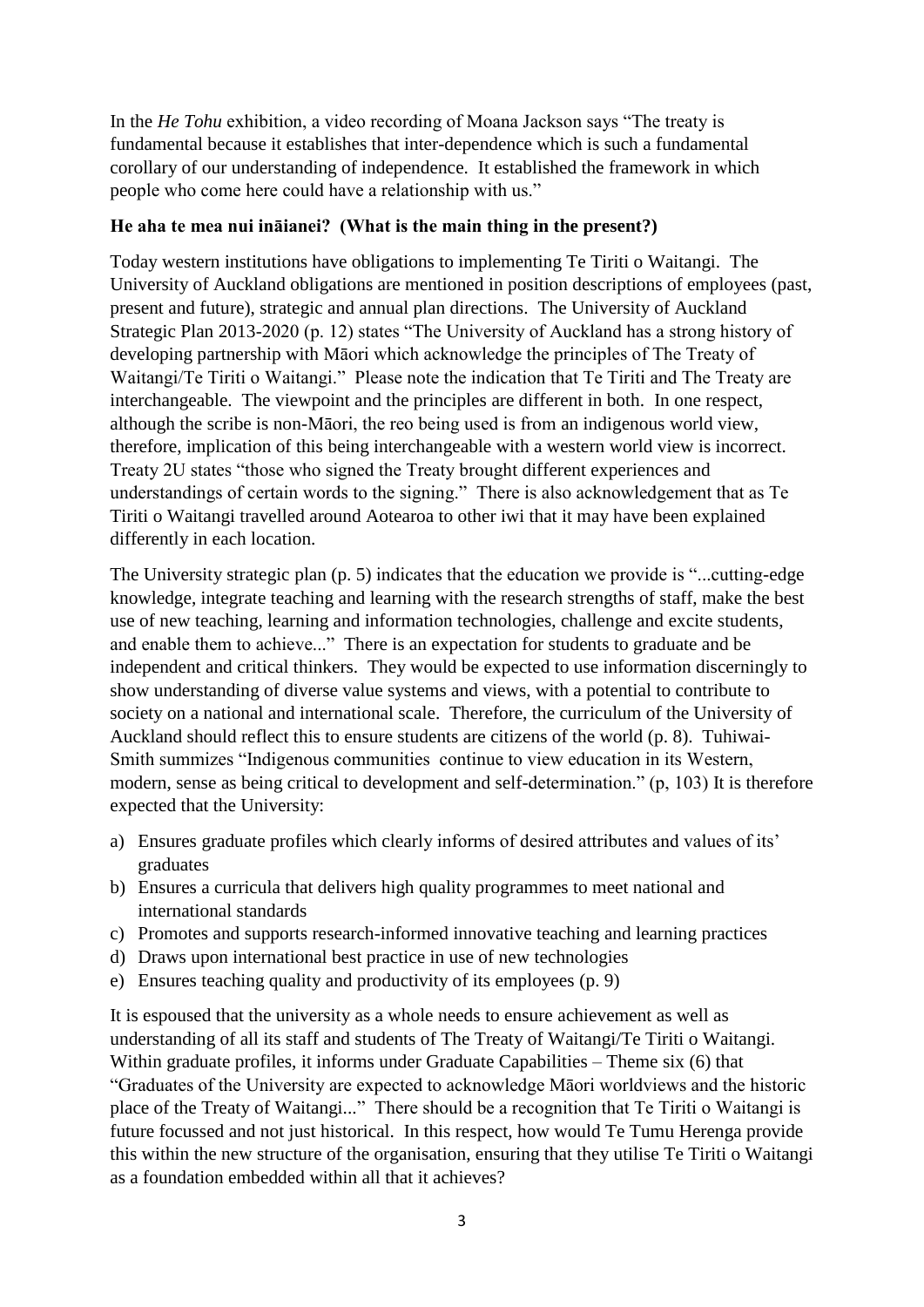In the *He Tohu* exhibition, a video recording of Moana Jackson says "The treaty is fundamental because it establishes that inter-dependence which is such a fundamental corollary of our understanding of independence. It established the framework in which people who come here could have a relationship with us."

**He aha te mea nui ināianei? (What is the main thing in the present?)**

Today western institutions have obligations to implementing Te Tiriti o Waitangi. The University of Auckland obligations are mentioned in position descriptions of employees (past, present and future), strategic and annual plan directions. The University of Auckland Strategic Plan 2013-2020 (p. 12) states "The University of Auckland has a strong history of developing partnership with Māori which acknowledge the principles of The Treaty of Waitangi/Te Tiriti o Waitangi." Please note the indication that Te Tiriti and The Treaty are interchangeable. The viewpoint and the principles are different in both. In one respect, although the scribe is non-Māori, the reo being used is from an indigenous world view, therefore, implication of this being interchangeable with a western world view is incorrect. Treaty 2U states "those who signed the Treaty brought different experiences and understandings of certain words to the signing." There is also acknowledgement that as Te Tiriti o Waitangi travelled around Aotearoa to other iwi that it may have been explained differently in each location.

The University strategic plan (p. 5) indicates that the education we provide is "...cutting-edge knowledge, integrate teaching and learning with the research strengths of staff, make the best use of new teaching, learning and information technologies, challenge and excite students, and enable them to achieve..." There is an expectation for students to graduate and be independent and critical thinkers. They would be expected to use information discerningly to show understanding of diverse value systems and views, with a potential to contribute to society on a national and international scale. Therefore, the curriculum of the University of Auckland should reflect this to ensure students are citizens of the world (p. 8). Tuhiwai-Smith summizes "Indigenous communities continue to view education in its Western, modern, sense as being critical to development and self-determination." (p, 103) It is therefore expected that the University:

a) Ensures graduate profiles which clearly informs of desired attributes and values of its' graduates
b) Ensures a curricula that delivers high quality programmes to meet national and international standards
c) Promotes and supports research-informed innovative teaching and learning practices
d) Draws upon international best practice in use of new technologies
e) Ensures teaching quality and productivity of its employees (p. 9)

It is espoused that the university as a whole needs to ensure achievement as well as understanding of all its staff and students of The Treaty of Waitangi/Te Tiriti o Waitangi. Within graduate profiles, it informs under Graduate Capabilities – Theme six (6) that "Graduates of the University are expected to acknowledge Māori worldviews and the historic place of the Treaty of Waitangi..." There should be a recognition that Te Tiriti o Waitangi is future focussed and not just historical. In this respect, how would Te Tumu Herenga provide this within the new structure of the organisation, ensuring that they utilise Te Tiriti o Waitangi as a foundation embedded within all that it achieves?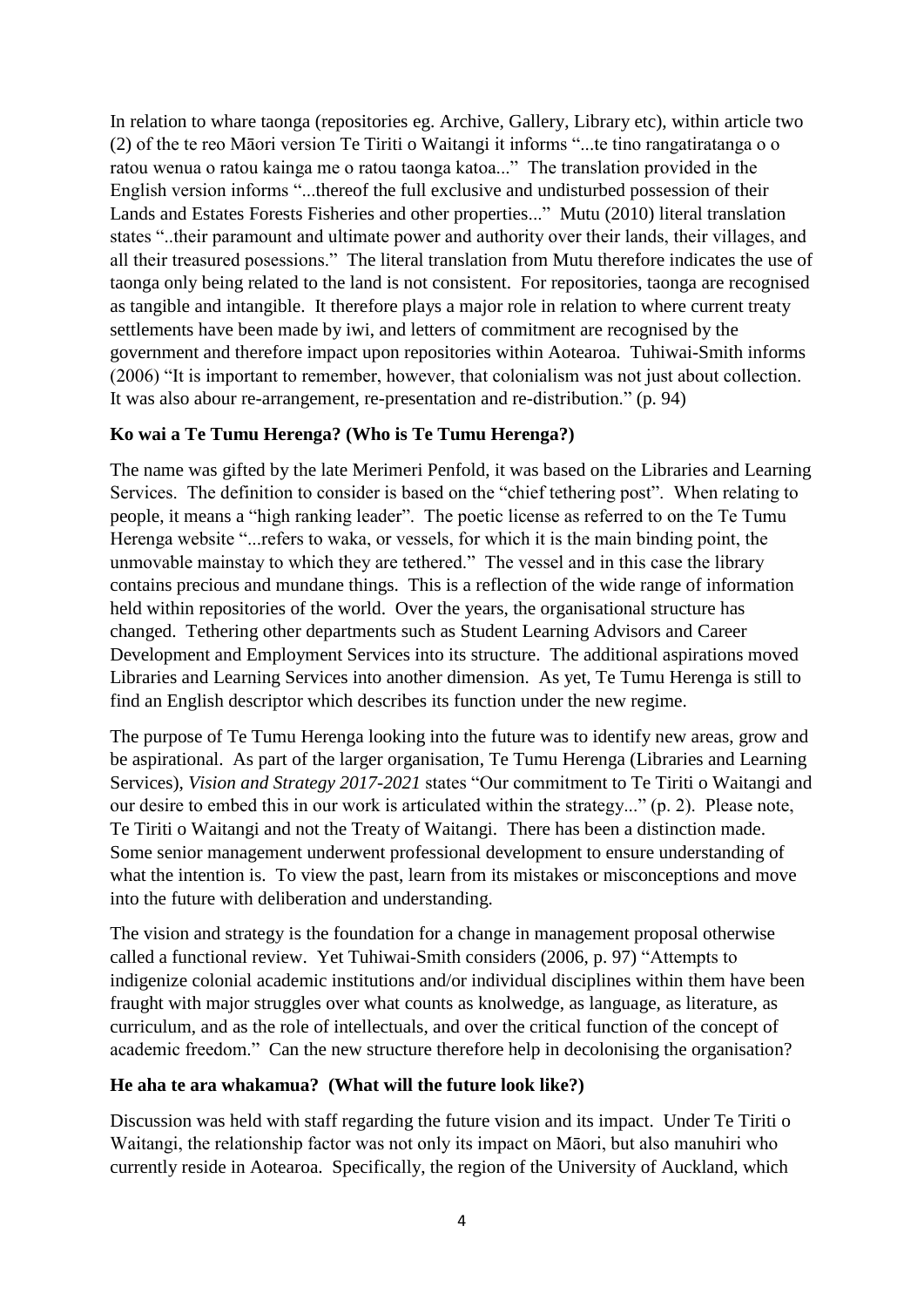In relation to whare taonga (repositories eg. Archive, Gallery, Library etc), within article two (2) of the te reo Māori version Te Tiriti o Waitangi it informs "...te tino rangatiratanga o o ratou wenua o ratou kainga me o ratou taonga katoa..." The translation provided in the English version informs "...thereof the full exclusive and undisturbed possession of their Lands and Estates Forests Fisheries and other properties..." Mutu (2010) literal translation states "..their paramount and ultimate power and authority over their lands, their villages, and all their treasured posessions." The literal translation from Mutu therefore indicates the use of taonga only being related to the land is not consistent. For repositories, taonga are recognised as tangible and intangible. It therefore plays a major role in relation to where current treaty settlements have been made by iwi, and letters of commitment are recognised by the government and therefore impact upon repositories within Aotearoa. Tuhiwai-Smith informs (2006) "It is important to remember, however, that colonialism was not just about collection. It was also abour re-arrangement, re-presentation and re-distribution." (p. 94)

**Ko wai a Te Tumu Herenga? (Who is Te Tumu Herenga?)**

The name was gifted by the late Merimeri Penfold, it was based on the Libraries and Learning Services. The definition to consider is based on the "chief tethering post". When relating to people, it means a "high ranking leader". The poetic license as referred to on the Te Tumu Herenga website "...refers to waka, or vessels, for which it is the main binding point, the unmovable mainstay to which they are tethered." The vessel and in this case the library contains precious and mundane things. This is a reflection of the wide range of information held within repositories of the world. Over the years, the organisational structure has changed. Tethering other departments such as Student Learning Advisors and Career Development and Employment Services into its structure. The additional aspirations moved Libraries and Learning Services into another dimension. As yet, Te Tumu Herenga is still to find an English descriptor which describes its function under the new regime.

The purpose of Te Tumu Herenga looking into the future was to identify new areas, grow and be aspirational. As part of the larger organisation, Te Tumu Herenga (Libraries and Learning Services), *Vision and Strategy 2017-2021* states "Our commitment to Te Tiriti o Waitangi and our desire to embed this in our work is articulated within the strategy..." (p. 2). Please note, Te Tiriti o Waitangi and not the Treaty of Waitangi. There has been a distinction made. Some senior management underwent professional development to ensure understanding of what the intention is. To view the past, learn from its mistakes or misconceptions and move into the future with deliberation and understanding.

The vision and strategy is the foundation for a change in management proposal otherwise called a functional review. Yet Tuhiwai-Smith considers (2006, p. 97) "Attempts to indigenize colonial academic institutions and/or individual disciplines within them have been fraught with major struggles over what counts as knolwedge, as language, as literature, as curriculum, and as the role of intellectuals, and over the critical function of the concept of academic freedom." Can the new structure therefore help in decolonising the organisation?

**He aha te ara whakamua? (What will the future look like?)**

Discussion was held with staff regarding the future vision and its impact. Under Te Tiriti o Waitangi, the relationship factor was not only its impact on Māori, but also manuhiri who currently reside in Aotearoa. Specifically, the region of the University of Auckland, which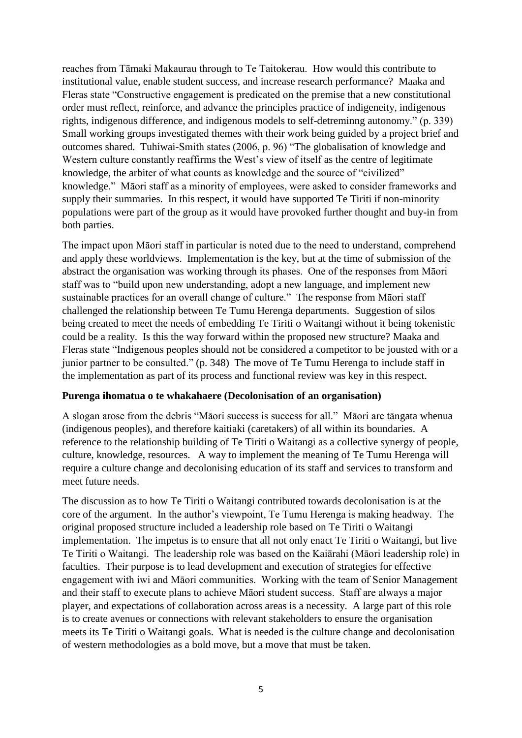reaches from Tāmaki Makaurau through to Te Taitokerau. How would this contribute to institutional value, enable student success, and increase research performance? Maaka and Fleras state "Constructive engagement is predicated on the premise that a new constitutional order must reflect, reinforce, and advance the principles practice of indigeneity, indigenous rights, indigenous difference, and indigenous models to self-detreminng autonomy." (p. 339) Small working groups investigated themes with their work being guided by a project brief and outcomes shared. Tuhiwai-Smith states (2006, p. 96) "The globalisation of knowledge and Western culture constantly reaffirms the West's view of itself as the centre of legitimate knowledge, the arbiter of what counts as knowledge and the source of "civilized" knowledge." Māori staff as a minority of employees, were asked to consider frameworks and supply their summaries. In this respect, it would have supported Te Tiriti if non-minority populations were part of the group as it would have provoked further thought and buy-in from both parties.

The impact upon Māori staff in particular is noted due to the need to understand, comprehend and apply these worldviews. Implementation is the key, but at the time of submission of the abstract the organisation was working through its phases. One of the responses from Māori staff was to "build upon new understanding, adopt a new language, and implement new sustainable practices for an overall change of culture." The response from Māori staff challenged the relationship between Te Tumu Herenga departments. Suggestion of silos being created to meet the needs of embedding Te Tiriti o Waitangi without it being tokenistic could be a reality. Is this the way forward within the proposed new structure? Maaka and Fleras state "Indigenous peoples should not be considered a competitor to be jousted with or a junior partner to be consulted." (p. 348) The move of Te Tumu Herenga to include staff in the implementation as part of its process and functional review was key in this respect.

**Purenga ihomatua o te whakahaere (Decolonisation of an organisation)**

A slogan arose from the debris "Māori success is success for all." Māori are tāngata whenua (indigenous peoples), and therefore kaitiaki (caretakers) of all within its boundaries. A reference to the relationship building of Te Tiriti o Waitangi as a collective synergy of people, culture, knowledge, resources. A way to implement the meaning of Te Tumu Herenga will require a culture change and decolonising education of its staff and services to transform and meet future needs.

The discussion as to how Te Tiriti o Waitangi contributed towards decolonisation is at the core of the argument. In the author's viewpoint, Te Tumu Herenga is making headway. The original proposed structure included a leadership role based on Te Tiriti o Waitangi implementation. The impetus is to ensure that all not only enact Te Tiriti o Waitangi, but live Te Tiriti o Waitangi. The leadership role was based on the Kaiārahi (Māori leadership role) in faculties. Their purpose is to lead development and execution of strategies for effective engagement with iwi and Māori communities. Working with the team of Senior Management and their staff to execute plans to achieve Māori student success. Staff are always a major player, and expectations of collaboration across areas is a necessity. A large part of this role is to create avenues or connections with relevant stakeholders to ensure the organisation meets its Te Tiriti o Waitangi goals. What is needed is the culture change and decolonisation of western methodologies as a bold move, but a move that must be taken.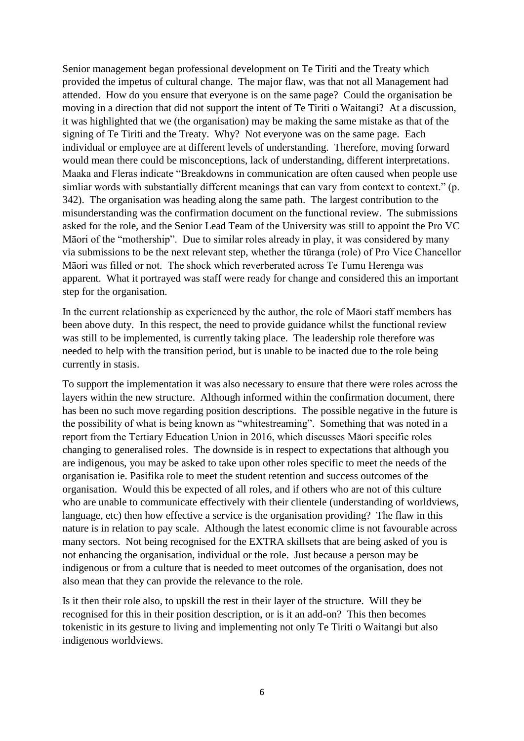Senior management began professional development on Te Tiriti and the Treaty which provided the impetus of cultural change. The major flaw, was that not all Management had attended. How do you ensure that everyone is on the same page? Could the organisation be moving in a direction that did not support the intent of Te Tiriti o Waitangi? At a discussion, it was highlighted that we (the organisation) may be making the same mistake as that of the signing of Te Tiriti and the Treaty. Why? Not everyone was on the same page. Each individual or employee are at different levels of understanding. Therefore, moving forward would mean there could be misconceptions, lack of understanding, different interpretations. Maaka and Fleras indicate "Breakdowns in communication are often caused when people use simliar words with substantially different meanings that can vary from context to context." (p. 342). The organisation was heading along the same path. The largest contribution to the misunderstanding was the confirmation document on the functional review. The submissions asked for the role, and the Senior Lead Team of the University was still to appoint the Pro VC Māori of the "mothership". Due to similar roles already in play, it was considered by many via submissions to be the next relevant step, whether the tūranga (role) of Pro Vice Chancellor Māori was filled or not. The shock which reverberated across Te Tumu Herenga was apparent. What it portrayed was staff were ready for change and considered this an important step for the organisation.

In the current relationship as experienced by the author, the role of Māori staff members has been above duty. In this respect, the need to provide guidance whilst the functional review was still to be implemented, is currently taking place. The leadership role therefore was needed to help with the transition period, but is unable to be inacted due to the role being currently in stasis.

To support the implementation it was also necessary to ensure that there were roles across the layers within the new structure. Although informed within the confirmation document, there has been no such move regarding position descriptions. The possible negative in the future is the possibility of what is being known as "whitestreaming". Something that was noted in a report from the Tertiary Education Union in 2016, which discusses Māori specific roles changing to generalised roles. The downside is in respect to expectations that although you are indigenous, you may be asked to take upon other roles specific to meet the needs of the organisation ie. Pasifika role to meet the student retention and success outcomes of the organisation. Would this be expected of all roles, and if others who are not of this culture who are unable to communicate effectively with their clientele (understanding of worldviews, language, etc) then how effective a service is the organisation providing? The flaw in this nature is in relation to pay scale. Although the latest economic clime is not favourable across many sectors. Not being recognised for the EXTRA skillsets that are being asked of you is not enhancing the organisation, individual or the role. Just because a person may be indigenous or from a culture that is needed to meet outcomes of the organisation, does not also mean that they can provide the relevance to the role.

Is it then their role also, to upskill the rest in their layer of the structure. Will they be recognised for this in their position description, or is it an add-on? This then becomes tokenistic in its gesture to living and implementing not only Te Tiriti o Waitangi but also indigenous worldviews.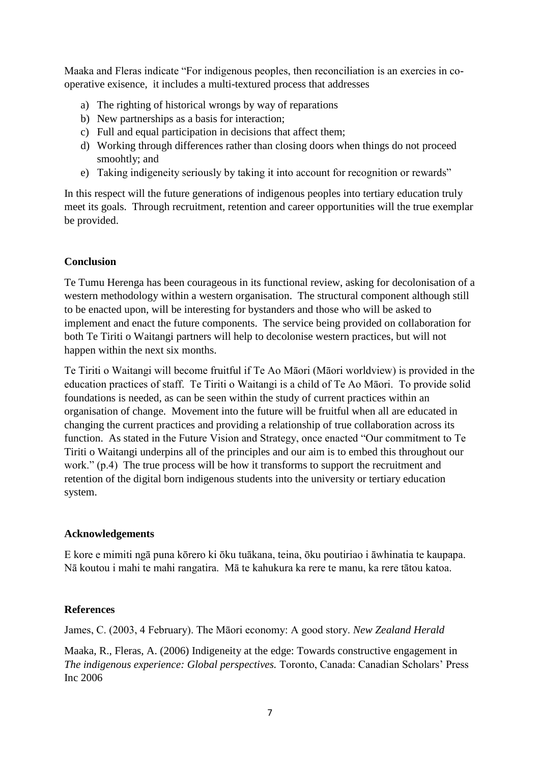Maaka and Fleras indicate "For indigenous peoples, then reconciliation is an exercies in co-operative exisence, it includes a multi-textured process that addresses

a) The righting of historical wrongs by way of reparations
b) New partnerships as a basis for interaction;
c) Full and equal participation in decisions that affect them;
d) Working through differences rather than closing doors when things do not proceed smoohtly; and
e) Taking indigeneity seriously by taking it into account for recognition or rewards"

In this respect will the future generations of indigenous peoples into tertiary education truly meet its goals. Through recruitment, retention and career opportunities will the true exemplar be provided.

**Conclusion**

Te Tumu Herenga has been courageous in its functional review, asking for decolonisation of a western methodology within a western organisation. The structural component although still to be enacted upon, will be interesting for bystanders and those who will be asked to implement and enact the future components. The service being provided on collaboration for both Te Tiriti o Waitangi partners will help to decolonise western practices, but will not happen within the next six months.

Te Tiriti o Waitangi will become fruitful if Te Ao Māori (Māori worldview) is provided in the education practices of staff. Te Tiriti o Waitangi is a child of Te Ao Māori. To provide solid foundations is needed, as can be seen within the study of current practices within an organisation of change. Movement into the future will be fruitful when all are educated in changing the current practices and providing a relationship of true collaboration across its function. As stated in the Future Vision and Strategy, once enacted "Our commitment to Te Tiriti o Waitangi underpins all of the principles and our aim is to embed this throughout our work." (p.4) The true process will be how it transforms to support the recruitment and retention of the digital born indigenous students into the university or tertiary education system.

**Acknowledgements**

E kore e mimiti ngā puna kōrero ki ōku tuākana, teina, ōku poutiriao i āwhinatia te kaupapa. Nā koutou i mahi te mahi rangatira. Mā te kahukura ka rere te manu, ka rere tātou katoa.

**References**

James, C. (2003, 4 February). The Māori economy: A good story. *New Zealand Herald*

Maaka, R., Fleras, A. (2006) Indigeneity at the edge: Towards constructive engagement in *The indigenous experience: Global perspectives.* Toronto, Canada: Canadian Scholars' Press Inc 2006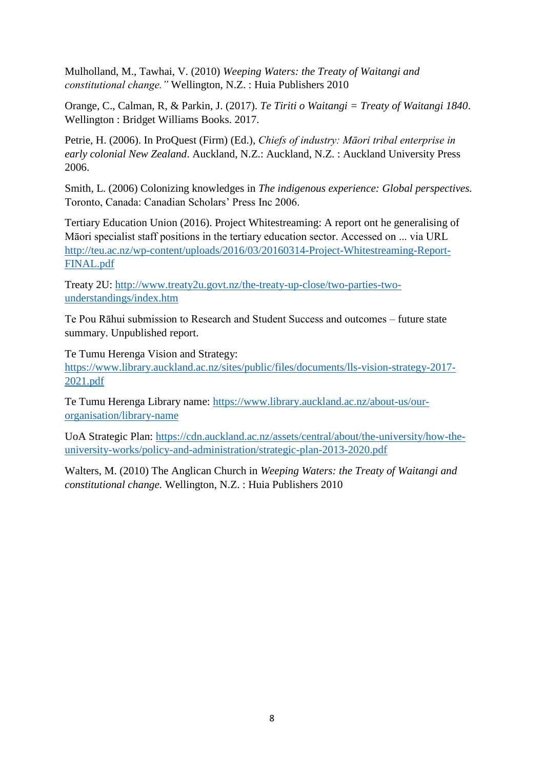Mulholland, M., Tawhai, V. (2010) *Weeping Waters: the Treaty of Waitangi and constitutional change."* Wellington, N.Z. : Huia Publishers 2010

Orange, C., Calman, R, & Parkin, J. (2017). *Te Tiriti o Waitangi = Treaty of Waitangi 1840*. Wellington : Bridget Williams Books. 2017.

Petrie, H. (2006). In ProQuest (Firm) (Ed.), *Chiefs of industry: Māori tribal enterprise in early colonial New Zealand*. Auckland, N.Z.: Auckland, N.Z. : Auckland University Press 2006.

Smith, L. (2006) Colonizing knowledges in *The indigenous experience: Global perspectives.* Toronto, Canada: Canadian Scholars' Press Inc 2006.

Tertiary Education Union (2016). Project Whitestreaming: A report ont he generalising of Māori specialist staff positions in the tertiary education sector. Accessed on ... via URL http://teu.ac.nz/wp-content/uploads/2016/03/20160314-Project-Whitestreaming-Report-FINAL.pdf

Treaty 2U: http://www.treaty2u.govt.nz/the-treaty-up-close/two-parties-two-understandings/index.htm

Te Pou Rāhui submission to Research and Student Success and outcomes – future state summary. Unpublished report.

Te Tumu Herenga Vision and Strategy: https://www.library.auckland.ac.nz/sites/public/files/documents/lls-vision-strategy-2017-2021.pdf

Te Tumu Herenga Library name: https://www.library.auckland.ac.nz/about-us/our-organisation/library-name

UoA Strategic Plan: https://cdn.auckland.ac.nz/assets/central/about/the-university/how-the-university-works/policy-and-administration/strategic-plan-2013-2020.pdf

Walters, M. (2010) The Anglican Church in *Weeping Waters: the Treaty of Waitangi and constitutional change.* Wellington, N.Z. : Huia Publishers 2010